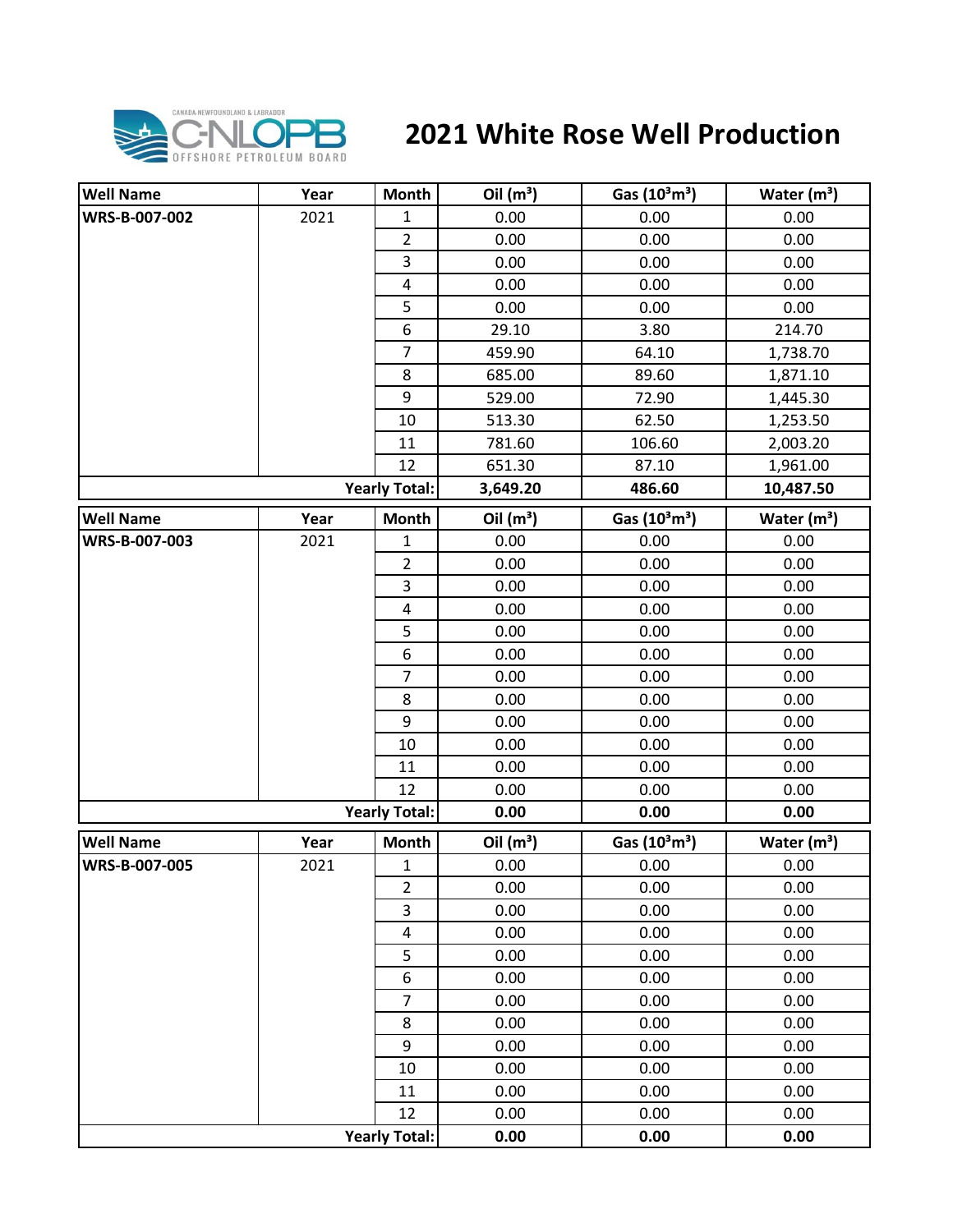# 2021 White Rose Well Production

| Well Name | Year | Month | Oil ($m^3$) | Gas ($10^3m^3$) | Water ($m^3$) |
|---|---|---|---|---|---|
| WRS-B-007-002 | 2021 | 1 | 0.00 | 0.00 | 0.00 |
| | | 2 | 0.00 | 0.00 | 0.00 |
| | | 3 | 0.00 | 0.00 | 0.00 |
| | | 4 | 0.00 | 0.00 | 0.00 |
| | | 5 | 0.00 | 0.00 | 0.00 |
| | | 6 | 29.10 | 3.80 | 214.70 |
| | | 7 | 459.90 | 64.10 | 1,738.70 |
| | | 8 | 685.00 | 89.60 | 1,871.10 |
| | | 9 | 529.00 | 72.90 | 1,445.30 |
| | | 10 | 513.30 | 62.50 | 1,253.50 |
| | | 11 | 781.60 | 106.60 | 2,003.20 |
| | | 12 | 651.30 | 87.10 | 1,961.00 |
| | | **Yearly Total:** | **3,649.20** | **486.60** | **10,487.50** |

| Well Name | Year | Month | Oil ($m^3$) | Gas ($10^3m^3$) | Water ($m^3$) |
|---|---|---|---|---|---|
| WRS-B-007-003 | 2021 | 1 | 0.00 | 0.00 | 0.00 |
| | | 2 | 0.00 | 0.00 | 0.00 |
| | | 3 | 0.00 | 0.00 | 0.00 |
| | | 4 | 0.00 | 0.00 | 0.00 |
| | | 5 | 0.00 | 0.00 | 0.00 |
| | | 6 | 0.00 | 0.00 | 0.00 |
| | | 7 | 0.00 | 0.00 | 0.00 |
| | | 8 | 0.00 | 0.00 | 0.00 |
| | | 9 | 0.00 | 0.00 | 0.00 |
| | | 10 | 0.00 | 0.00 | 0.00 |
| | | 11 | 0.00 | 0.00 | 0.00 |
| | | 12 | 0.00 | 0.00 | 0.00 |
| | | **Yearly Total:** | **0.00** | **0.00** | **0.00** |

| Well Name | Year | Month | Oil ($m^3$) | Gas ($10^3m^3$) | Water ($m^3$) |
|---|---|---|---|---|---|
| WRS-B-007-005 | 2021 | 1 | 0.00 | 0.00 | 0.00 |
| | | 2 | 0.00 | 0.00 | 0.00 |
| | | 3 | 0.00 | 0.00 | 0.00 |
| | | 4 | 0.00 | 0.00 | 0.00 |
| | | 5 | 0.00 | 0.00 | 0.00 |
| | | 6 | 0.00 | 0.00 | 0.00 |
| | | 7 | 0.00 | 0.00 | 0.00 |
| | | 8 | 0.00 | 0.00 | 0.00 |
| | | 9 | 0.00 | 0.00 | 0.00 |
| | | 10 | 0.00 | 0.00 | 0.00 |
| | | 11 | 0.00 | 0.00 | 0.00 |
| | | 12 | 0.00 | 0.00 | 0.00 |
| | | **Yearly Total:** | **0.00** | **0.00** | **0.00** |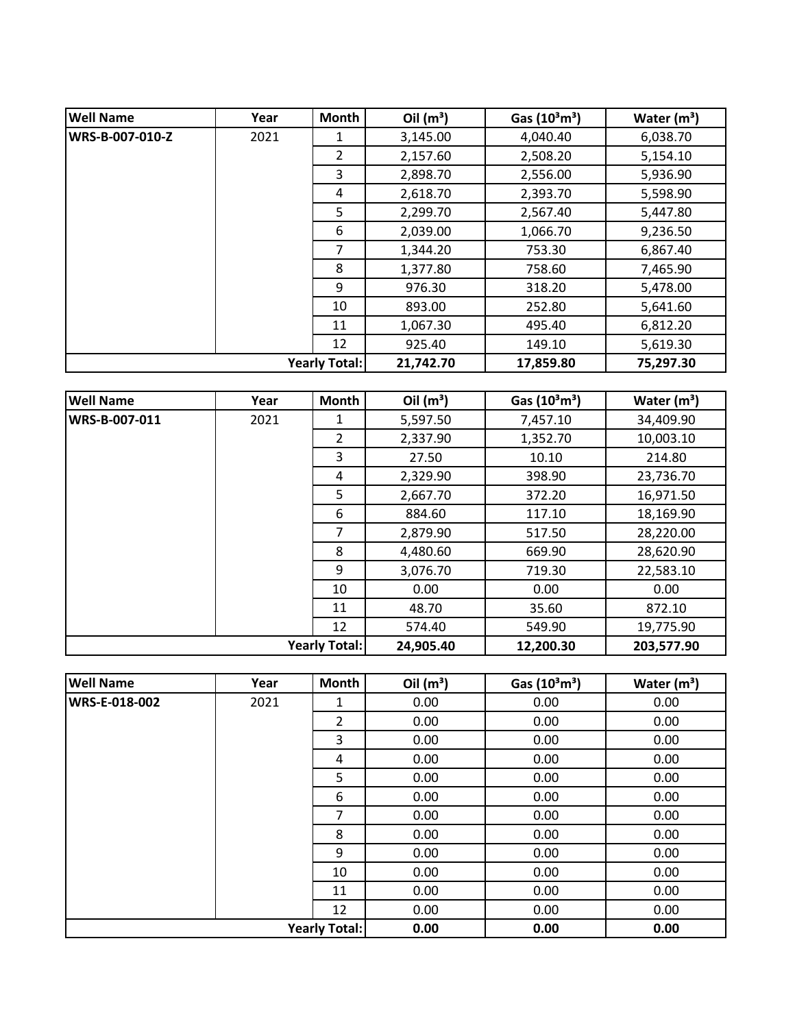| Well Name | Year | Month | Oil ($m^3$) | Gas ($10^3m^3$) | Water ($m^3$) |
|---|---|---|---|---|---|
| WRS-B-007-010-Z | 2021 | 1 | 3,145.00 | 4,040.40 | 6,038.70 |
| | | 2 | 2,157.60 | 2,508.20 | 5,154.10 |
| | | 3 | 2,898.70 | 2,556.00 | 5,936.90 |
| | | 4 | 2,618.70 | 2,393.70 | 5,598.90 |
| | | 5 | 2,299.70 | 2,567.40 | 5,447.80 |
| | | 6 | 2,039.00 | 1,066.70 | 9,236.50 |
| | | 7 | 1,344.20 | 753.30 | 6,867.40 |
| | | 8 | 1,377.80 | 758.60 | 7,465.90 |
| | | 9 | 976.30 | 318.20 | 5,478.00 |
| | | 10 | 893.00 | 252.80 | 5,641.60 |
| | | 11 | 1,067.30 | 495.40 | 6,812.20 |
| | | 12 | 925.40 | 149.10 | 5,619.30 |
| | | **Yearly Total:** | **21,742.70** | **17,859.80** | **75,297.30** |

| Well Name | Year | Month | Oil ($m^3$) | Gas ($10^3m^3$) | Water ($m^3$) |
|---|---|---|---|---|---|
| WRS-B-007-011 | 2021 | 1 | 5,597.50 | 7,457.10 | 34,409.90 |
| | | 2 | 2,337.90 | 1,352.70 | 10,003.10 |
| | | 3 | 27.50 | 10.10 | 214.80 |
| | | 4 | 2,329.90 | 398.90 | 23,736.70 |
| | | 5 | 2,667.70 | 372.20 | 16,971.50 |
| | | 6 | 884.60 | 117.10 | 18,169.90 |
| | | 7 | 2,879.90 | 517.50 | 28,220.00 |
| | | 8 | 4,480.60 | 669.90 | 28,620.90 |
| | | 9 | 3,076.70 | 719.30 | 22,583.10 |
| | | 10 | 0.00 | 0.00 | 0.00 |
| | | 11 | 48.70 | 35.60 | 872.10 |
| | | 12 | 574.40 | 549.90 | 19,775.90 |
| | | **Yearly Total:** | **24,905.40** | **12,200.30** | **203,577.90** |

| Well Name | Year | Month | Oil ($m^3$) | Gas ($10^3m^3$) | Water ($m^3$) |
|---|---|---|---|---|---|
| WRS-E-018-002 | 2021 | 1 | 0.00 | 0.00 | 0.00 |
| | | 2 | 0.00 | 0.00 | 0.00 |
| | | 3 | 0.00 | 0.00 | 0.00 |
| | | 4 | 0.00 | 0.00 | 0.00 |
| | | 5 | 0.00 | 0.00 | 0.00 |
| | | 6 | 0.00 | 0.00 | 0.00 |
| | | 7 | 0.00 | 0.00 | 0.00 |
| | | 8 | 0.00 | 0.00 | 0.00 |
| | | 9 | 0.00 | 0.00 | 0.00 |
| | | 10 | 0.00 | 0.00 | 0.00 |
| | | 11 | 0.00 | 0.00 | 0.00 |
| | | 12 | 0.00 | 0.00 | 0.00 |
| | | **Yearly Total:** | **0.00** | **0.00** | **0.00** |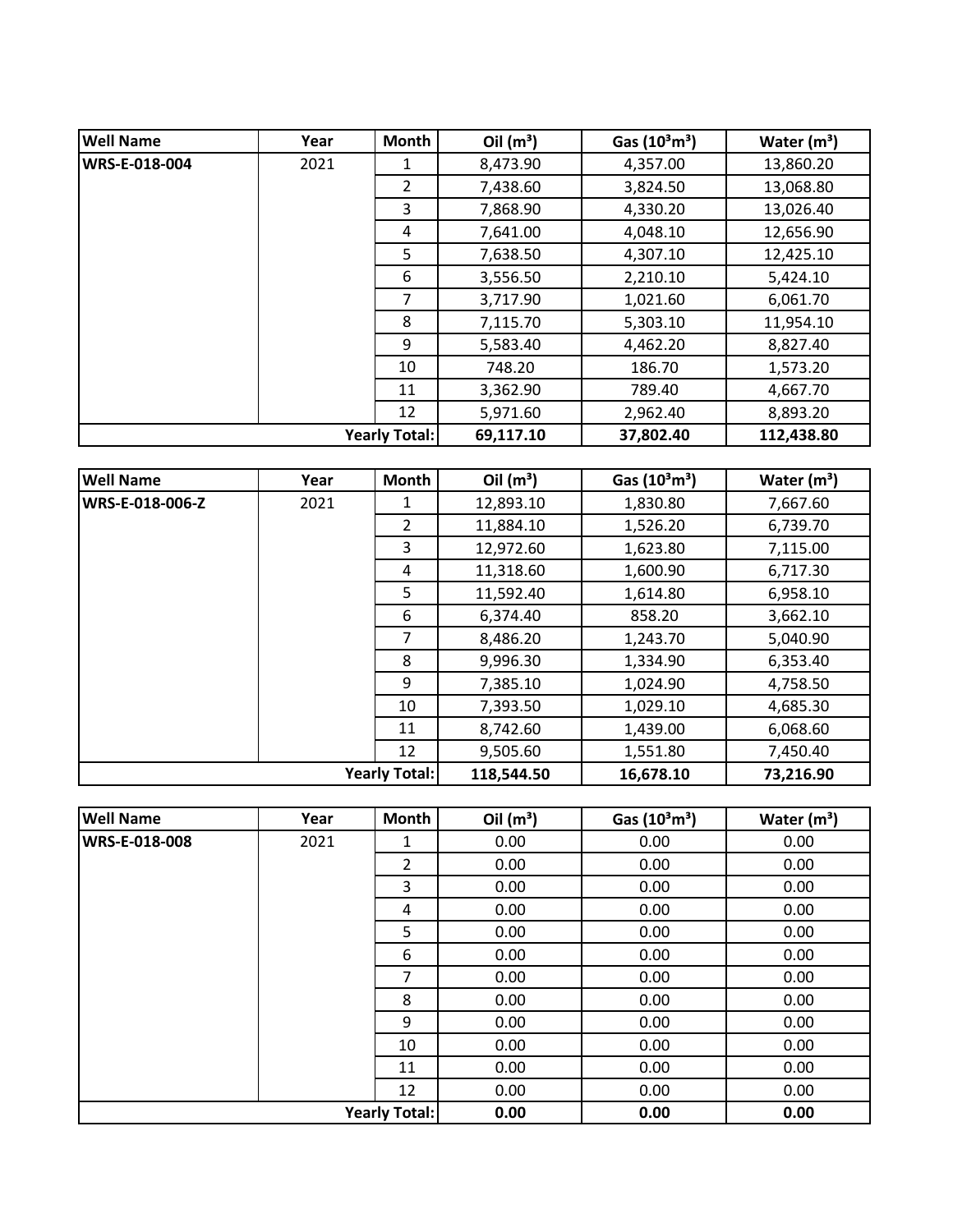| Well Name | Year | Month | Oil ($m^3$) | Gas ($10^3m^3$) | Water ($m^3$) |
|---|---|---|---|---|---|
| WRS-E-018-004 | 2021 | 1 | 8,473.90 | 4,357.00 | 13,860.20 |
| | | 2 | 7,438.60 | 3,824.50 | 13,068.80 |
| | | 3 | 7,868.90 | 4,330.20 | 13,026.40 |
| | | 4 | 7,641.00 | 4,048.10 | 12,656.90 |
| | | 5 | 7,638.50 | 4,307.10 | 12,425.10 |
| | | 6 | 3,556.50 | 2,210.10 | 5,424.10 |
| | | 7 | 3,717.90 | 1,021.60 | 6,061.70 |
| | | 8 | 7,115.70 | 5,303.10 | 11,954.10 |
| | | 9 | 5,583.40 | 4,462.20 | 8,827.40 |
| | | 10 | 748.20 | 186.70 | 1,573.20 |
| | | 11 | 3,362.90 | 789.40 | 4,667.70 |
| | | 12 | 5,971.60 | 2,962.40 | 8,893.20 |
| | | **Yearly Total:** | **69,117.10** | **37,802.40** | **112,438.80** |

| Well Name | Year | Month | Oil ($m^3$) | Gas ($10^3m^3$) | Water ($m^3$) |
|---|---|---|---|---|---|
| WRS-E-018-006-Z | 2021 | 1 | 12,893.10 | 1,830.80 | 7,667.60 |
| | | 2 | 11,884.10 | 1,526.20 | 6,739.70 |
| | | 3 | 12,972.60 | 1,623.80 | 7,115.00 |
| | | 4 | 11,318.60 | 1,600.90 | 6,717.30 |
| | | 5 | 11,592.40 | 1,614.80 | 6,958.10 |
| | | 6 | 6,374.40 | 858.20 | 3,662.10 |
| | | 7 | 8,486.20 | 1,243.70 | 5,040.90 |
| | | 8 | 9,996.30 | 1,334.90 | 6,353.40 |
| | | 9 | 7,385.10 | 1,024.90 | 4,758.50 |
| | | 10 | 7,393.50 | 1,029.10 | 4,685.30 |
| | | 11 | 8,742.60 | 1,439.00 | 6,068.60 |
| | | 12 | 9,505.60 | 1,551.80 | 7,450.40 |
| | | **Yearly Total:** | **118,544.50** | **16,678.10** | **73,216.90** |

| Well Name | Year | Month | Oil ($m^3$) | Gas ($10^3m^3$) | Water ($m^3$) |
|---|---|---|---|---|---|
| WRS-E-018-008 | 2021 | 1 | 0.00 | 0.00 | 0.00 |
| | | 2 | 0.00 | 0.00 | 0.00 |
| | | 3 | 0.00 | 0.00 | 0.00 |
| | | 4 | 0.00 | 0.00 | 0.00 |
| | | 5 | 0.00 | 0.00 | 0.00 |
| | | 6 | 0.00 | 0.00 | 0.00 |
| | | 7 | 0.00 | 0.00 | 0.00 |
| | | 8 | 0.00 | 0.00 | 0.00 |
| | | 9 | 0.00 | 0.00 | 0.00 |
| | | 10 | 0.00 | 0.00 | 0.00 |
| | | 11 | 0.00 | 0.00 | 0.00 |
| | | 12 | 0.00 | 0.00 | 0.00 |
| | | **Yearly Total:** | **0.00** | **0.00** | **0.00** |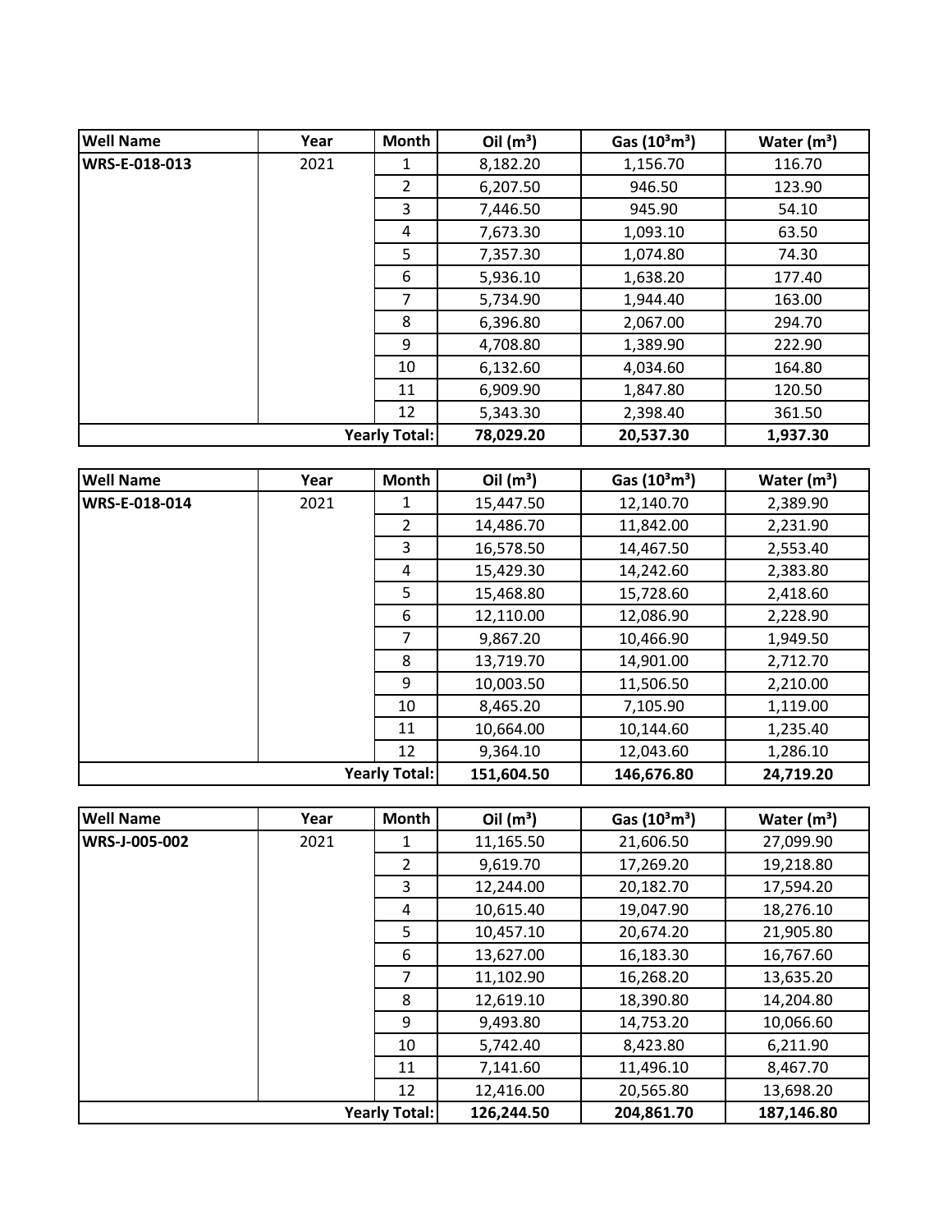| Well Name | Year | Month | Oil ($m^3$) | Gas ($10^3m^3$) | Water ($m^3$) |
|---|---|---|---|---|---|
| WRS-E-018-013 | 2021 | 1 | 8,182.20 | 1,156.70 | 116.70 |
| | | 2 | 6,207.50 | 946.50 | 123.90 |
| | | 3 | 7,446.50 | 945.90 | 54.10 |
| | | 4 | 7,673.30 | 1,093.10 | 63.50 |
| | | 5 | 7,357.30 | 1,074.80 | 74.30 |
| | | 6 | 5,936.10 | 1,638.20 | 177.40 |
| | | 7 | 5,734.90 | 1,944.40 | 163.00 |
| | | 8 | 6,396.80 | 2,067.00 | 294.70 |
| | | 9 | 4,708.80 | 1,389.90 | 222.90 |
| | | 10 | 6,132.60 | 4,034.60 | 164.80 |
| | | 11 | 6,909.90 | 1,847.80 | 120.50 |
| | | 12 | 5,343.30 | 2,398.40 | 361.50 |
| | | **Yearly Total:** | **78,029.20** | **20,537.30** | **1,937.30** |

| Well Name | Year | Month | Oil ($m^3$) | Gas ($10^3m^3$) | Water ($m^3$) |
|---|---|---|---|---|---|
| WRS-E-018-014 | 2021 | 1 | 15,447.50 | 12,140.70 | 2,389.90 |
| | | 2 | 14,486.70 | 11,842.00 | 2,231.90 |
| | | 3 | 16,578.50 | 14,467.50 | 2,553.40 |
| | | 4 | 15,429.30 | 14,242.60 | 2,383.80 |
| | | 5 | 15,468.80 | 15,728.60 | 2,418.60 |
| | | 6 | 12,110.00 | 12,086.90 | 2,228.90 |
| | | 7 | 9,867.20 | 10,466.90 | 1,949.50 |
| | | 8 | 13,719.70 | 14,901.00 | 2,712.70 |
| | | 9 | 10,003.50 | 11,506.50 | 2,210.00 |
| | | 10 | 8,465.20 | 7,105.90 | 1,119.00 |
| | | 11 | 10,664.00 | 10,144.60 | 1,235.40 |
| | | 12 | 9,364.10 | 12,043.60 | 1,286.10 |
| | | **Yearly Total:** | **151,604.50** | **146,676.80** | **24,719.20** |

| Well Name | Year | Month | Oil ($m^3$) | Gas ($10^3m^3$) | Water ($m^3$) |
|---|---|---|---|---|---|
| WRS-J-005-002 | 2021 | 1 | 11,165.50 | 21,606.50 | 27,099.90 |
| | | 2 | 9,619.70 | 17,269.20 | 19,218.80 |
| | | 3 | 12,244.00 | 20,182.70 | 17,594.20 |
| | | 4 | 10,615.40 | 19,047.90 | 18,276.10 |
| | | 5 | 10,457.10 | 20,674.20 | 21,905.80 |
| | | 6 | 13,627.00 | 16,183.30 | 16,767.60 |
| | | 7 | 11,102.90 | 16,268.20 | 13,635.20 |
| | | 8 | 12,619.10 | 18,390.80 | 14,204.80 |
| | | 9 | 9,493.80 | 14,753.20 | 10,066.60 |
| | | 10 | 5,742.40 | 8,423.80 | 6,211.90 |
| | | 11 | 7,141.60 | 11,496.10 | 8,467.70 |
| | | 12 | 12,416.00 | 20,565.80 | 13,698.20 |
| | | **Yearly Total:** | **126,244.50** | **204,861.70** | **187,146.80** |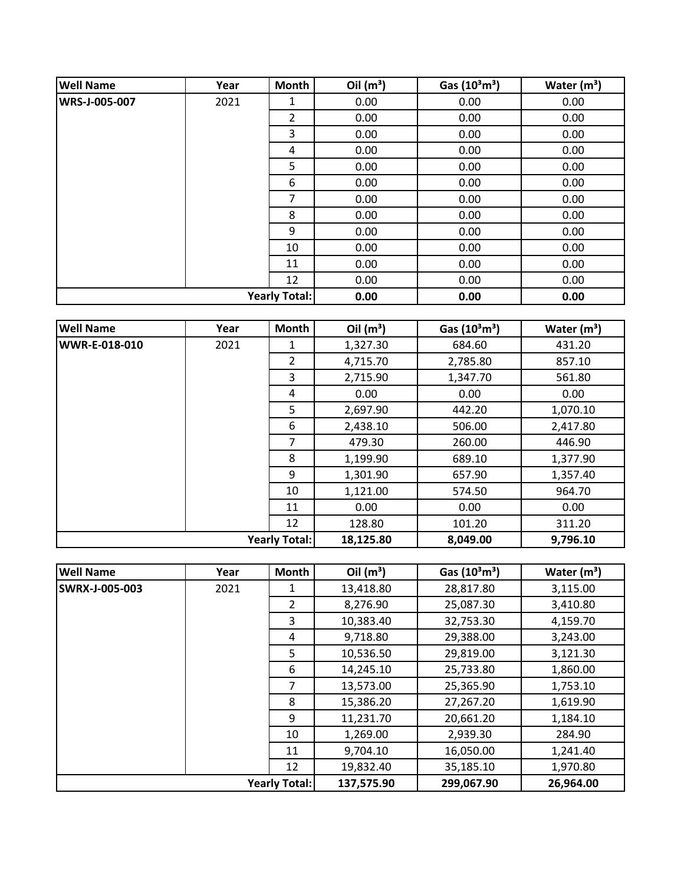| Well Name | Year | Month | Oil ($m^3$) | Gas ($10^3m^3$) | Water ($m^3$) |
|---|---|---|---|---|---|
| WRS-J-005-007 | 2021 | 1 | 0.00 | 0.00 | 0.00 |
| | | 2 | 0.00 | 0.00 | 0.00 |
| | | 3 | 0.00 | 0.00 | 0.00 |
| | | 4 | 0.00 | 0.00 | 0.00 |
| | | 5 | 0.00 | 0.00 | 0.00 |
| | | 6 | 0.00 | 0.00 | 0.00 |
| | | 7 | 0.00 | 0.00 | 0.00 |
| | | 8 | 0.00 | 0.00 | 0.00 |
| | | 9 | 0.00 | 0.00 | 0.00 |
| | | 10 | 0.00 | 0.00 | 0.00 |
| | | 11 | 0.00 | 0.00 | 0.00 |
| | | 12 | 0.00 | 0.00 | 0.00 |
| | | **Yearly Total:** | **0.00** | **0.00** | **0.00** |

| Well Name | Year | Month | Oil ($m^3$) | Gas ($10^3m^3$) | Water ($m^3$) |
|---|---|---|---|---|---|
| WWR-E-018-010 | 2021 | 1 | 1,327.30 | 684.60 | 431.20 |
| | | 2 | 4,715.70 | 2,785.80 | 857.10 |
| | | 3 | 2,715.90 | 1,347.70 | 561.80 |
| | | 4 | 0.00 | 0.00 | 0.00 |
| | | 5 | 2,697.90 | 442.20 | 1,070.10 |
| | | 6 | 2,438.10 | 506.00 | 2,417.80 |
| | | 7 | 479.30 | 260.00 | 446.90 |
| | | 8 | 1,199.90 | 689.10 | 1,377.90 |
| | | 9 | 1,301.90 | 657.90 | 1,357.40 |
| | | 10 | 1,121.00 | 574.50 | 964.70 |
| | | 11 | 0.00 | 0.00 | 0.00 |
| | | 12 | 128.80 | 101.20 | 311.20 |
| | | **Yearly Total:** | **18,125.80** | **8,049.00** | **9,796.10** |

| Well Name | Year | Month | Oil ($m^3$) | Gas ($10^3m^3$) | Water ($m^3$) |
|---|---|---|---|---|---|
| SWRX-J-005-003 | 2021 | 1 | 13,418.80 | 28,817.80 | 3,115.00 |
| | | 2 | 8,276.90 | 25,087.30 | 3,410.80 |
| | | 3 | 10,383.40 | 32,753.30 | 4,159.70 |
| | | 4 | 9,718.80 | 29,388.00 | 3,243.00 |
| | | 5 | 10,536.50 | 29,819.00 | 3,121.30 |
| | | 6 | 14,245.10 | 25,733.80 | 1,860.00 |
| | | 7 | 13,573.00 | 25,365.90 | 1,753.10 |
| | | 8 | 15,386.20 | 27,267.20 | 1,619.90 |
| | | 9 | 11,231.70 | 20,661.20 | 1,184.10 |
| | | 10 | 1,269.00 | 2,939.30 | 284.90 |
| | | 11 | 9,704.10 | 16,050.00 | 1,241.40 |
| | | 12 | 19,832.40 | 35,185.10 | 1,970.80 |
| | | **Yearly Total:** | **137,575.90** | **299,067.90** | **26,964.00** |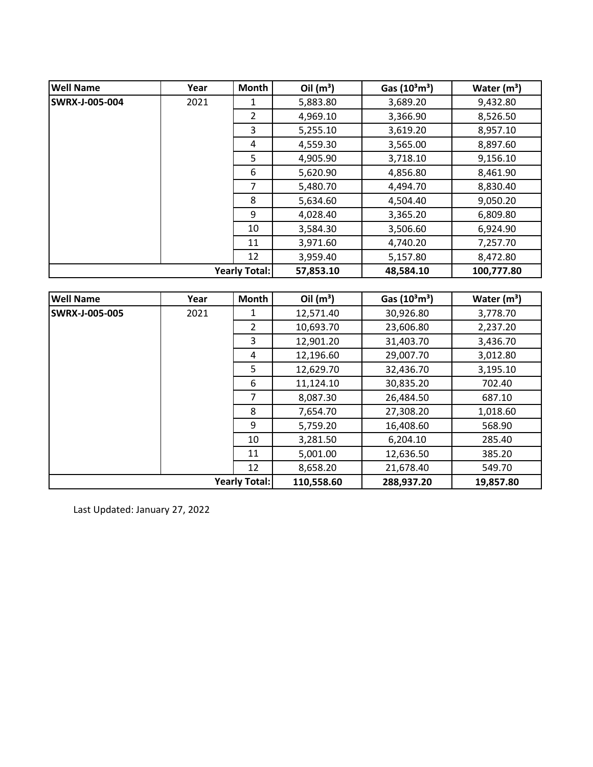| Well Name | Year | Month | Oil ($m^3$) | Gas ($10^3m^3$) | Water ($m^3$) |
|---|---|---|---|---|---|
| SWRX-J-005-004 | 2021 | 1 | 5,883.80 | 3,689.20 | 9,432.80 |
| | | 2 | 4,969.10 | 3,366.90 | 8,526.50 |
| | | 3 | 5,255.10 | 3,619.20 | 8,957.10 |
| | | 4 | 4,559.30 | 3,565.00 | 8,897.60 |
| | | 5 | 4,905.90 | 3,718.10 | 9,156.10 |
| | | 6 | 5,620.90 | 4,856.80 | 8,461.90 |
| | | 7 | 5,480.70 | 4,494.70 | 8,830.40 |
| | | 8 | 5,634.60 | 4,504.40 | 9,050.20 |
| | | 9 | 4,028.40 | 3,365.20 | 6,809.80 |
| | | 10 | 3,584.30 | 3,506.60 | 6,924.90 |
| | | 11 | 3,971.60 | 4,740.20 | 7,257.70 |
| | | 12 | 3,959.40 | 5,157.80 | 8,472.80 |
| | | **Yearly Total:** | **57,853.10** | **48,584.10** | **100,777.80** |

| Well Name | Year | Month | Oil ($m^3$) | Gas ($10^3m^3$) | Water ($m^3$) |
|---|---|---|---|---|---|
| SWRX-J-005-005 | 2021 | 1 | 12,571.40 | 30,926.80 | 3,778.70 |
| | | 2 | 10,693.70 | 23,606.80 | 2,237.20 |
| | | 3 | 12,901.20 | 31,403.70 | 3,436.70 |
| | | 4 | 12,196.60 | 29,007.70 | 3,012.80 |
| | | 5 | 12,629.70 | 32,436.70 | 3,195.10 |
| | | 6 | 11,124.10 | 30,835.20 | 702.40 |
| | | 7 | 8,087.30 | 26,484.50 | 687.10 |
| | | 8 | 7,654.70 | 27,308.20 | 1,018.60 |
| | | 9 | 5,759.20 | 16,408.60 | 568.90 |
| | | 10 | 3,281.50 | 6,204.10 | 285.40 |
| | | 11 | 5,001.00 | 12,636.50 | 385.20 |
| | | 12 | 8,658.20 | 21,678.40 | 549.70 |
| | | **Yearly Total:** | **110,558.60** | **288,937.20** | **19,857.80** |

Last Updated: January 27, 2022